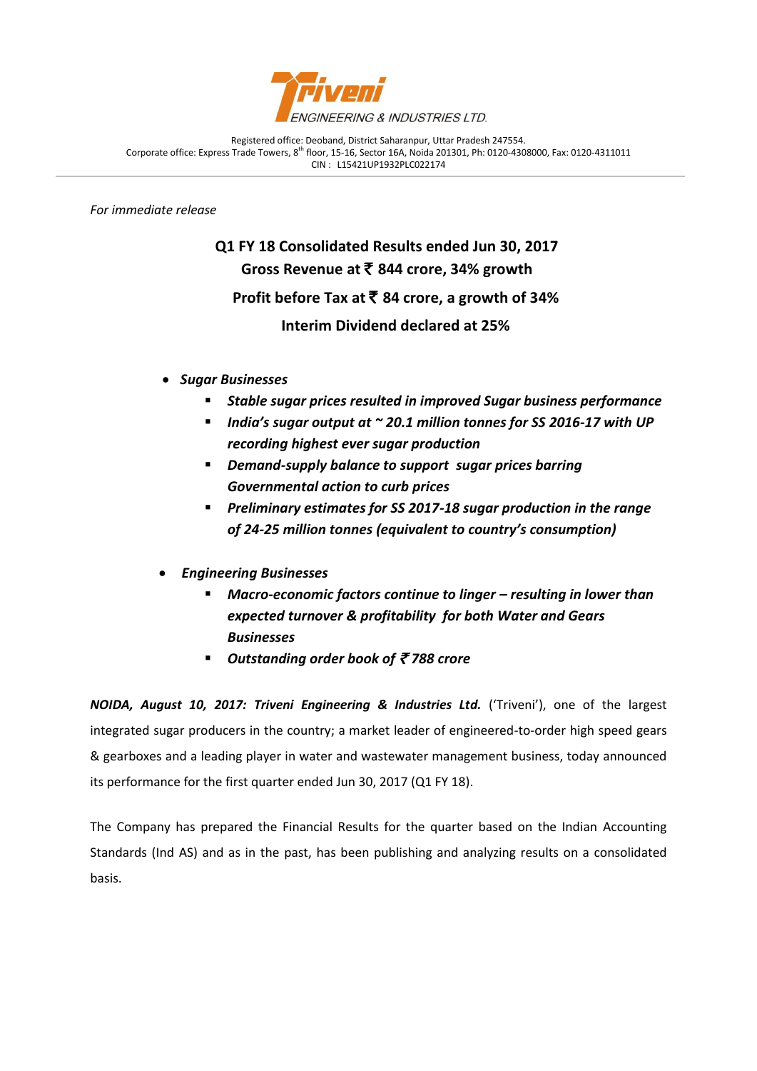Triveni ENGINEERING & INDUSTRIES LTD.

Registered office: Deoband, District Saharanpur, Uttar Pradesh 247554.
Corporate office: Express Trade Towers, 8th floor, 15-16, Sector 16A, Noida 201301, Ph: 0120-4308000, Fax: 0120-4311011
CIN : L15421UP1932PLC022174

*For immediate release*

## Q1 FY 18 Consolidated Results ended Jun 30, 2017
## Gross Revenue at ₹ 844 crore, 34% growth
## Profit before Tax at ₹ 84 crore, a growth of 34%
## Interim Dividend declared at 25%

- ***Sugar Businesses***
  - ***Stable sugar prices resulted in improved Sugar business performance***
  - ***India's sugar output at ~ 20.1 million tonnes for SS 2016-17 with UP recording highest ever sugar production***
  - ***Demand-supply balance to support sugar prices barring Governmental action to curb prices***
  - ***Preliminary estimates for SS 2017-18 sugar production in the range of 24-25 million tonnes (equivalent to country's consumption)***

- ***Engineering Businesses***
  - ***Macro-economic factors continue to linger – resulting in lower than expected turnover & profitability for both Water and Gears Businesses***
  - ***Outstanding order book of ₹ 788 crore***

***NOIDA, August 10, 2017: Triveni Engineering & Industries Ltd.*** ('Triveni'), one of the largest integrated sugar producers in the country; a market leader of engineered-to-order high speed gears & gearboxes and a leading player in water and wastewater management business, today announced its performance for the first quarter ended Jun 30, 2017 (Q1 FY 18).

The Company has prepared the Financial Results for the quarter based on the Indian Accounting Standards (Ind AS) and as in the past, has been publishing and analyzing results on a consolidated basis.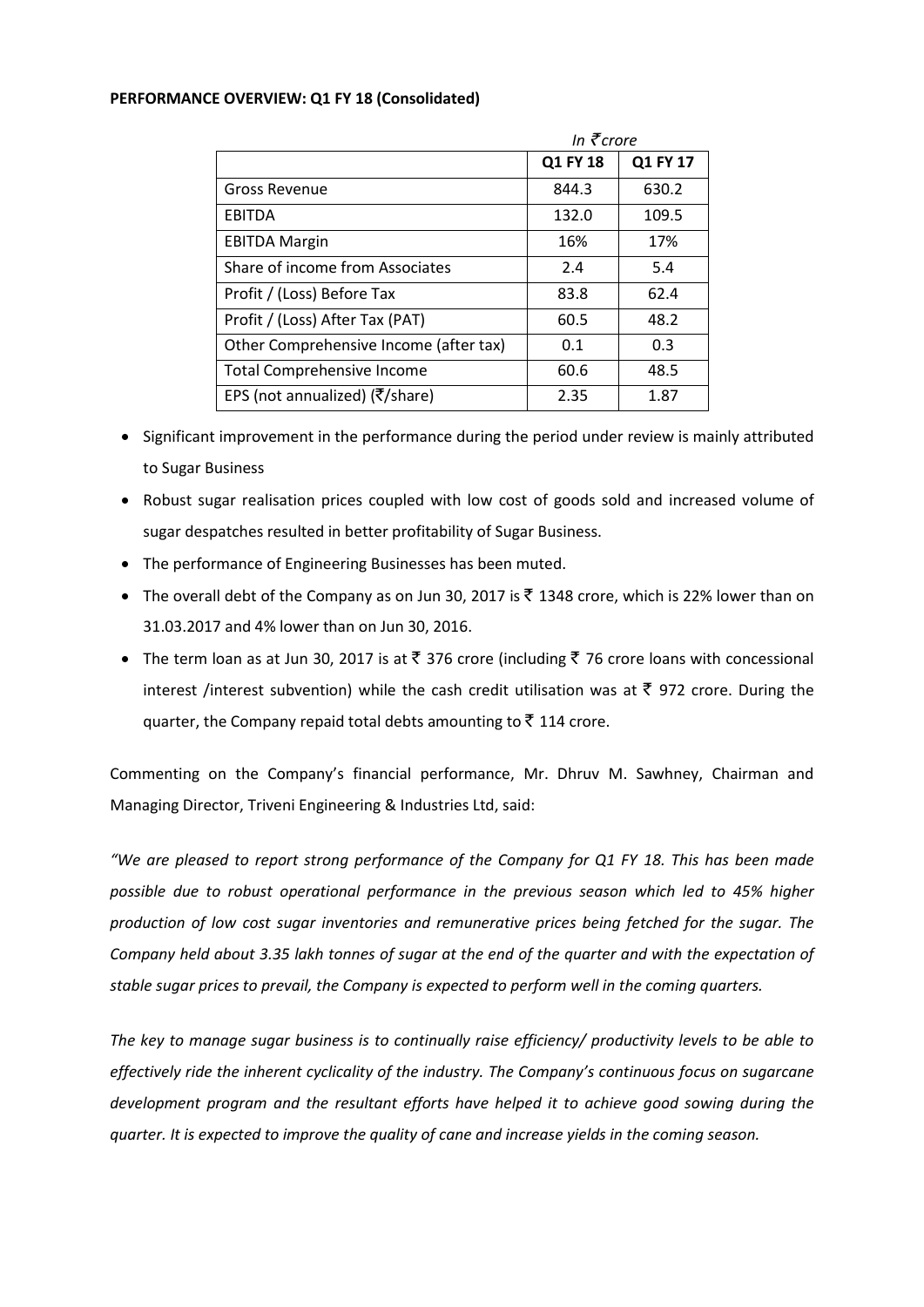**PERFORMANCE OVERVIEW: Q1 FY 18 (Consolidated)**

*In ₹ crore*

| | Q1 FY 18 | Q1 FY 17 |
|---|---|---|
| Gross Revenue | 844.3 | 630.2 |
| EBITDA | 132.0 | 109.5 |
| EBITDA Margin | 16% | 17% |
| Share of income from Associates | 2.4 | 5.4 |
| Profit / (Loss) Before Tax | 83.8 | 62.4 |
| Profit / (Loss) After Tax (PAT) | 60.5 | 48.2 |
| Other Comprehensive Income (after tax) | 0.1 | 0.3 |
| Total Comprehensive Income | 60.6 | 48.5 |
| EPS (not annualized) (₹/share) | 2.35 | 1.87 |

- Significant improvement in the performance during the period under review is mainly attributed to Sugar Business
- Robust sugar realisation prices coupled with low cost of goods sold and increased volume of sugar despatches resulted in better profitability of Sugar Business.
- The performance of Engineering Businesses has been muted.
- The overall debt of the Company as on Jun 30, 2017 is ₹ 1348 crore, which is 22% lower than on 31.03.2017 and 4% lower than on Jun 30, 2016.
- The term loan as at Jun 30, 2017 is at ₹ 376 crore (including ₹ 76 crore loans with concessional interest /interest subvention) while the cash credit utilisation was at ₹ 972 crore. During the quarter, the Company repaid total debts amounting to ₹ 114 crore.

Commenting on the Company's financial performance, Mr. Dhruv M. Sawhney, Chairman and Managing Director, Triveni Engineering & Industries Ltd, said:

*"We are pleased to report strong performance of the Company for Q1 FY 18. This has been made possible due to robust operational performance in the previous season which led to 45% higher production of low cost sugar inventories and remunerative prices being fetched for the sugar. The Company held about 3.35 lakh tonnes of sugar at the end of the quarter and with the expectation of stable sugar prices to prevail, the Company is expected to perform well in the coming quarters.*

*The key to manage sugar business is to continually raise efficiency/ productivity levels to be able to effectively ride the inherent cyclicality of the industry. The Company's continuous focus on sugarcane development program and the resultant efforts have helped it to achieve good sowing during the quarter. It is expected to improve the quality of cane and increase yields in the coming season.*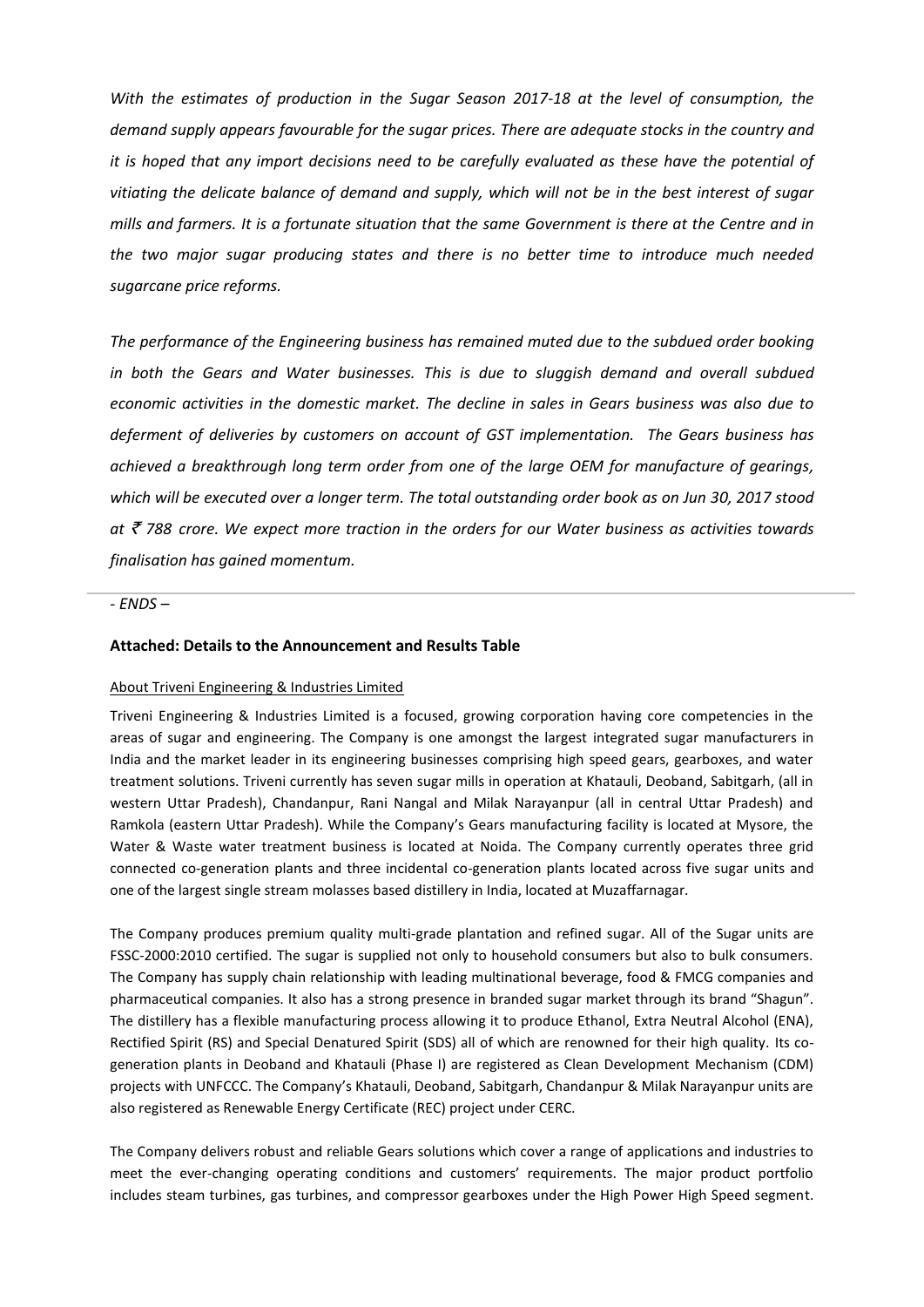*With the estimates of production in the Sugar Season 2017-18 at the level of consumption, the demand supply appears favourable for the sugar prices. There are adequate stocks in the country and it is hoped that any import decisions need to be carefully evaluated as these have the potential of vitiating the delicate balance of demand and supply, which will not be in the best interest of sugar mills and farmers. It is a fortunate situation that the same Government is there at the Centre and in the two major sugar producing states and there is no better time to introduce much needed sugarcane price reforms.*

*The performance of the Engineering business has remained muted due to the subdued order booking in both the Gears and Water businesses. This is due to sluggish demand and overall subdued economic activities in the domestic market. The decline in sales in Gears business was also due to deferment of deliveries by customers on account of GST implementation. The Gears business has achieved a breakthrough long term order from one of the large OEM for manufacture of gearings, which will be executed over a longer term. The total outstanding order book as on Jun 30, 2017 stood at ₹ 788 crore. We expect more traction in the orders for our Water business as activities towards finalisation has gained momentum.*

---

*- ENDS –*

**Attached: Details to the Announcement and Results Table**

About Triveni Engineering & Industries Limited

Triveni Engineering & Industries Limited is a focused, growing corporation having core competencies in the areas of sugar and engineering. The Company is one amongst the largest integrated sugar manufacturers in India and the market leader in its engineering businesses comprising high speed gears, gearboxes, and water treatment solutions. Triveni currently has seven sugar mills in operation at Khatauli, Deoband, Sabitgarh, (all in western Uttar Pradesh), Chandanpur, Rani Nangal and Milak Narayanpur (all in central Uttar Pradesh) and Ramkola (eastern Uttar Pradesh). While the Company's Gears manufacturing facility is located at Mysore, the Water & Waste water treatment business is located at Noida. The Company currently operates three grid connected co-generation plants and three incidental co-generation plants located across five sugar units and one of the largest single stream molasses based distillery in India, located at Muzaffarnagar.

The Company produces premium quality multi-grade plantation and refined sugar. All of the Sugar units are FSSC-2000:2010 certified. The sugar is supplied not only to household consumers but also to bulk consumers. The Company has supply chain relationship with leading multinational beverage, food & FMCG companies and pharmaceutical companies. It also has a strong presence in branded sugar market through its brand "Shagun". The distillery has a flexible manufacturing process allowing it to produce Ethanol, Extra Neutral Alcohol (ENA), Rectified Spirit (RS) and Special Denatured Spirit (SDS) all of which are renowned for their high quality. Its co-generation plants in Deoband and Khatauli (Phase I) are registered as Clean Development Mechanism (CDM) projects with UNFCCC. The Company's Khatauli, Deoband, Sabitgarh, Chandanpur & Milak Narayanpur units are also registered as Renewable Energy Certificate (REC) project under CERC.

The Company delivers robust and reliable Gears solutions which cover a range of applications and industries to meet the ever-changing operating conditions and customers' requirements. The major product portfolio includes steam turbines, gas turbines, and compressor gearboxes under the High Power High Speed segment.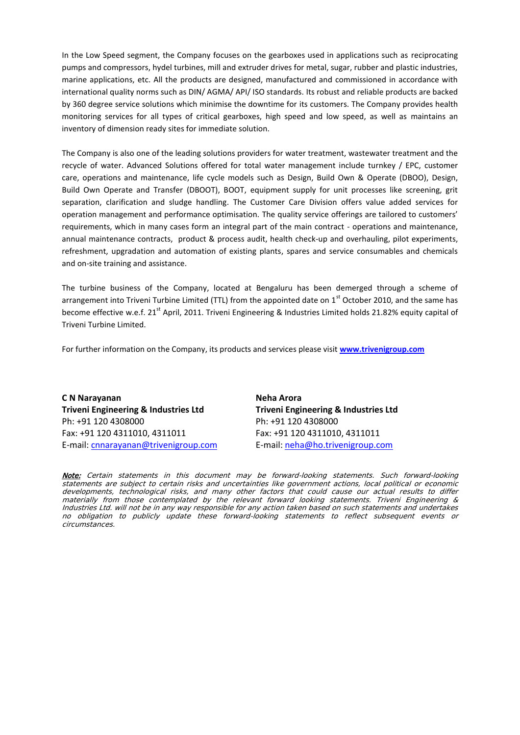In the Low Speed segment, the Company focuses on the gearboxes used in applications such as reciprocating pumps and compressors, hydel turbines, mill and extruder drives for metal, sugar, rubber and plastic industries, marine applications, etc. All the products are designed, manufactured and commissioned in accordance with international quality norms such as DIN/ AGMA/ API/ ISO standards. Its robust and reliable products are backed by 360 degree service solutions which minimise the downtime for its customers. The Company provides health monitoring services for all types of critical gearboxes, high speed and low speed, as well as maintains an inventory of dimension ready sites for immediate solution.

The Company is also one of the leading solutions providers for water treatment, wastewater treatment and the recycle of water. Advanced Solutions offered for total water management include turnkey / EPC, customer care, operations and maintenance, life cycle models such as Design, Build Own & Operate (DBOO), Design, Build Own Operate and Transfer (DBOOT), BOOT, equipment supply for unit processes like screening, grit separation, clarification and sludge handling. The Customer Care Division offers value added services for operation management and performance optimisation. The quality service offerings are tailored to customers' requirements, which in many cases form an integral part of the main contract - operations and maintenance, annual maintenance contracts, product & process audit, health check-up and overhauling, pilot experiments, refreshment, upgradation and automation of existing plants, spares and service consumables and chemicals and on-site training and assistance.

The turbine business of the Company, located at Bengaluru has been demerged through a scheme of arrangement into Triveni Turbine Limited (TTL) from the appointed date on 1st October 2010, and the same has become effective w.e.f. 21st April, 2011. Triveni Engineering & Industries Limited holds 21.82% equity capital of Triveni Turbine Limited.

For further information on the Company, its products and services please visit **www.trivenigroup.com**

**C N Narayanan**
**Triveni Engineering & Industries Ltd**
Ph: +91 120 4308000
Fax: +91 120 4311010, 4311011
E-mail: cnnarayanan@trivenigroup.com

**Neha Arora**
**Triveni Engineering & Industries Ltd**
Ph: +91 120 4308000
Fax: +91 120 4311010, 4311011
E-mail: neha@ho.trivenigroup.com

***Note:*** *Certain statements in this document may be forward-looking statements. Such forward-looking statements are subject to certain risks and uncertainties like government actions, local political or economic developments, technological risks, and many other factors that could cause our actual results to differ materially from those contemplated by the relevant forward looking statements. Triveni Engineering & Industries Ltd. will not be in any way responsible for any action taken based on such statements and undertakes no obligation to publicly update these forward-looking statements to reflect subsequent events or circumstances.*